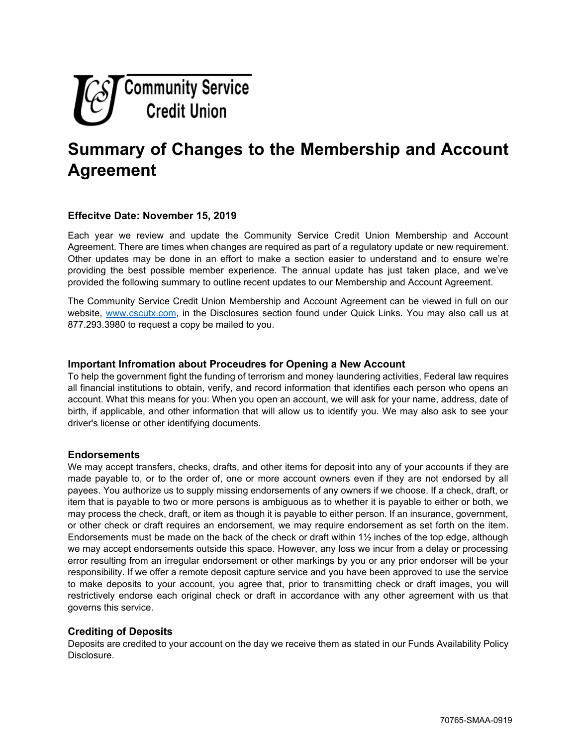Community Service Credit Union

# Summary of Changes to the Membership and Account Agreement

### Effecitve Date: November 15, 2019

Each year we review and update the Community Service Credit Union Membership and Account Agreement. There are times when changes are required as part of a regulatory update or new requirement. Other updates may be done in an effort to make a section easier to understand and to ensure we're providing the best possible member experience. The annual update has just taken place, and we've provided the following summary to outline recent updates to our Membership and Account Agreement.

The Community Service Credit Union Membership and Account Agreement can be viewed in full on our website, www.cscutx.com, in the Disclosures section found under Quick Links. You may also call us at 877.293.3980 to request a copy be mailed to you.

### Important Infromation about Proceudres for Opening a New Account

To help the government fight the funding of terrorism and money laundering activities, Federal law requires all financial institutions to obtain, verify, and record information that identifies each person who opens an account. What this means for you: When you open an account, we will ask for your name, address, date of birth, if applicable, and other information that will allow us to identify you. We may also ask to see your driver's license or other identifying documents.

### Endorsements

We may accept transfers, checks, drafts, and other items for deposit into any of your accounts if they are made payable to, or to the order of, one or more account owners even if they are not endorsed by all payees. You authorize us to supply missing endorsements of any owners if we choose. If a check, draft, or item that is payable to two or more persons is ambiguous as to whether it is payable to either or both, we may process the check, draft, or item as though it is payable to either person. If an insurance, government, or other check or draft requires an endorsement, we may require endorsement as set forth on the item. Endorsements must be made on the back of the check or draft within 1½ inches of the top edge, although we may accept endorsements outside this space. However, any loss we incur from a delay or processing error resulting from an irregular endorsement or other markings by you or any prior endorser will be your responsibility. If we offer a remote deposit capture service and you have been approved to use the service to make deposits to your account, you agree that, prior to transmitting check or draft images, you will restrictively endorse each original check or draft in accordance with any other agreement with us that governs this service.

### Crediting of Deposits

Deposits are credited to your account on the day we receive them as stated in our Funds Availability Policy Disclosure.

70765-SMAA-0919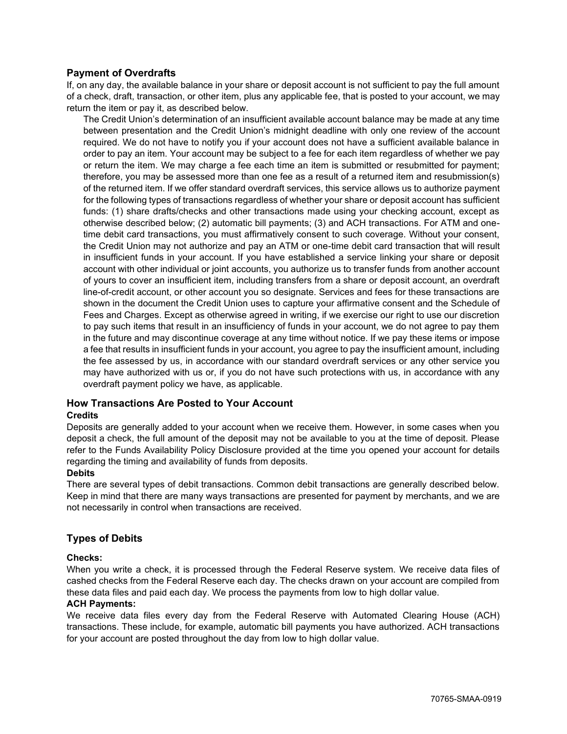## Payment of Overdrafts

If, on any day, the available balance in your share or deposit account is not sufficient to pay the full amount of a check, draft, transaction, or other item, plus any applicable fee, that is posted to your account, we may return the item or pay it, as described below.

The Credit Union's determination of an insufficient available account balance may be made at any time between presentation and the Credit Union's midnight deadline with only one review of the account required. We do not have to notify you if your account does not have a sufficient available balance in order to pay an item. Your account may be subject to a fee for each item regardless of whether we pay or return the item. We may charge a fee each time an item is submitted or resubmitted for payment; therefore, you may be assessed more than one fee as a result of a returned item and resubmission(s) of the returned item. If we offer standard overdraft services, this service allows us to authorize payment for the following types of transactions regardless of whether your share or deposit account has sufficient funds: (1) share drafts/checks and other transactions made using your checking account, except as otherwise described below; (2) automatic bill payments; (3) and ACH transactions. For ATM and one-time debit card transactions, you must affirmatively consent to such coverage. Without your consent, the Credit Union may not authorize and pay an ATM or one-time debit card transaction that will result in insufficient funds in your account. If you have established a service linking your share or deposit account with other individual or joint accounts, you authorize us to transfer funds from another account of yours to cover an insufficient item, including transfers from a share or deposit account, an overdraft line-of-credit account, or other account you so designate. Services and fees for these transactions are shown in the document the Credit Union uses to capture your affirmative consent and the Schedule of Fees and Charges. Except as otherwise agreed in writing, if we exercise our right to use our discretion to pay such items that result in an insufficiency of funds in your account, we do not agree to pay them in the future and may discontinue coverage at any time without notice. If we pay these items or impose a fee that results in insufficient funds in your account, you agree to pay the insufficient amount, including the fee assessed by us, in accordance with our standard overdraft services or any other service you may have authorized with us or, if you do not have such protections with us, in accordance with any overdraft payment policy we have, as applicable.

## How Transactions Are Posted to Your Account

**Credits**

Deposits are generally added to your account when we receive them. However, in some cases when you deposit a check, the full amount of the deposit may not be available to you at the time of deposit. Please refer to the Funds Availability Policy Disclosure provided at the time you opened your account for details regarding the timing and availability of funds from deposits.

**Debits**

There are several types of debit transactions. Common debit transactions are generally described below. Keep in mind that there are many ways transactions are presented for payment by merchants, and we are not necessarily in control when transactions are received.

## Types of Debits

**Checks:**

When you write a check, it is processed through the Federal Reserve system. We receive data files of cashed checks from the Federal Reserve each day. The checks drawn on your account are compiled from these data files and paid each day. We process the payments from low to high dollar value.

**ACH Payments:**

We receive data files every day from the Federal Reserve with Automated Clearing House (ACH) transactions. These include, for example, automatic bill payments you have authorized. ACH transactions for your account are posted throughout the day from low to high dollar value.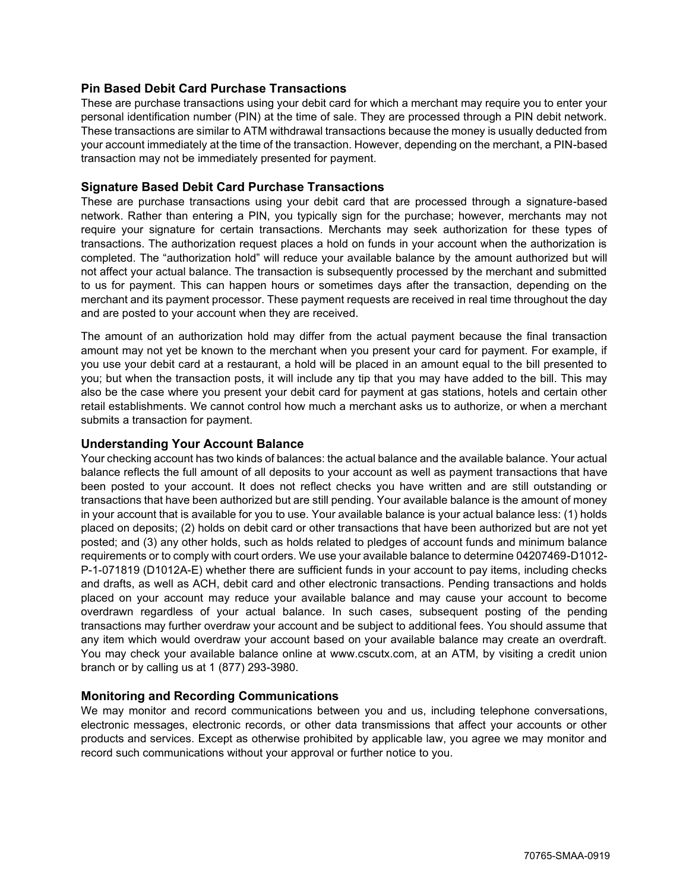### Pin Based Debit Card Purchase Transactions

These are purchase transactions using your debit card for which a merchant may require you to enter your personal identification number (PIN) at the time of sale. They are processed through a PIN debit network. These transactions are similar to ATM withdrawal transactions because the money is usually deducted from your account immediately at the time of the transaction. However, depending on the merchant, a PIN-based transaction may not be immediately presented for payment.

### Signature Based Debit Card Purchase Transactions

These are purchase transactions using your debit card that are processed through a signature-based network. Rather than entering a PIN, you typically sign for the purchase; however, merchants may not require your signature for certain transactions. Merchants may seek authorization for these types of transactions. The authorization request places a hold on funds in your account when the authorization is completed. The "authorization hold" will reduce your available balance by the amount authorized but will not affect your actual balance. The transaction is subsequently processed by the merchant and submitted to us for payment. This can happen hours or sometimes days after the transaction, depending on the merchant and its payment processor. These payment requests are received in real time throughout the day and are posted to your account when they are received.

The amount of an authorization hold may differ from the actual payment because the final transaction amount may not yet be known to the merchant when you present your card for payment. For example, if you use your debit card at a restaurant, a hold will be placed in an amount equal to the bill presented to you; but when the transaction posts, it will include any tip that you may have added to the bill. This may also be the case where you present your debit card for payment at gas stations, hotels and certain other retail establishments. We cannot control how much a merchant asks us to authorize, or when a merchant submits a transaction for payment.

### Understanding Your Account Balance

Your checking account has two kinds of balances: the actual balance and the available balance. Your actual balance reflects the full amount of all deposits to your account as well as payment transactions that have been posted to your account. It does not reflect checks you have written and are still outstanding or transactions that have been authorized but are still pending. Your available balance is the amount of money in your account that is available for you to use. Your available balance is your actual balance less: (1) holds placed on deposits; (2) holds on debit card or other transactions that have been authorized but are not yet posted; and (3) any other holds, such as holds related to pledges of account funds and minimum balance requirements or to comply with court orders. We use your available balance to determine 04207469-D1012-P-1-071819 (D1012A-E) whether there are sufficient funds in your account to pay items, including checks and drafts, as well as ACH, debit card and other electronic transactions. Pending transactions and holds placed on your account may reduce your available balance and may cause your account to become overdrawn regardless of your actual balance. In such cases, subsequent posting of the pending transactions may further overdraw your account and be subject to additional fees. You should assume that any item which would overdraw your account based on your available balance may create an overdraft. You may check your available balance online at www.cscutx.com, at an ATM, by visiting a credit union branch or by calling us at 1 (877) 293-3980.

### Monitoring and Recording Communications

We may monitor and record communications between you and us, including telephone conversations, electronic messages, electronic records, or other data transmissions that affect your accounts or other products and services. Except as otherwise prohibited by applicable law, you agree we may monitor and record such communications without your approval or further notice to you.

70765-SMAA-0919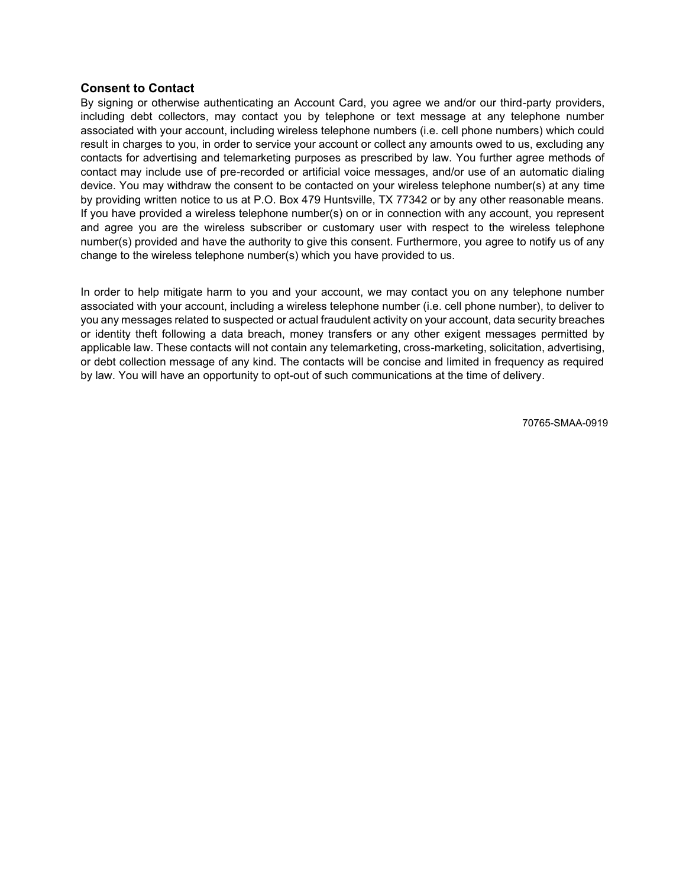**Consent to Contact**

By signing or otherwise authenticating an Account Card, you agree we and/or our third-party providers, including debt collectors, may contact you by telephone or text message at any telephone number associated with your account, including wireless telephone numbers (i.e. cell phone numbers) which could result in charges to you, in order to service your account or collect any amounts owed to us, excluding any contacts for advertising and telemarketing purposes as prescribed by law. You further agree methods of contact may include use of pre-recorded or artificial voice messages, and/or use of an automatic dialing device. You may withdraw the consent to be contacted on your wireless telephone number(s) at any time by providing written notice to us at P.O. Box 479 Huntsville, TX 77342 or by any other reasonable means. If you have provided a wireless telephone number(s) on or in connection with any account, you represent and agree you are the wireless subscriber or customary user with respect to the wireless telephone number(s) provided and have the authority to give this consent. Furthermore, you agree to notify us of any change to the wireless telephone number(s) which you have provided to us.

In order to help mitigate harm to you and your account, we may contact you on any telephone number associated with your account, including a wireless telephone number (i.e. cell phone number), to deliver to you any messages related to suspected or actual fraudulent activity on your account, data security breaches or identity theft following a data breach, money transfers or any other exigent messages permitted by applicable law. These contacts will not contain any telemarketing, cross-marketing, solicitation, advertising, or debt collection message of any kind. The contacts will be concise and limited in frequency as required by law. You will have an opportunity to opt-out of such communications at the time of delivery.

70765-SMAA-0919